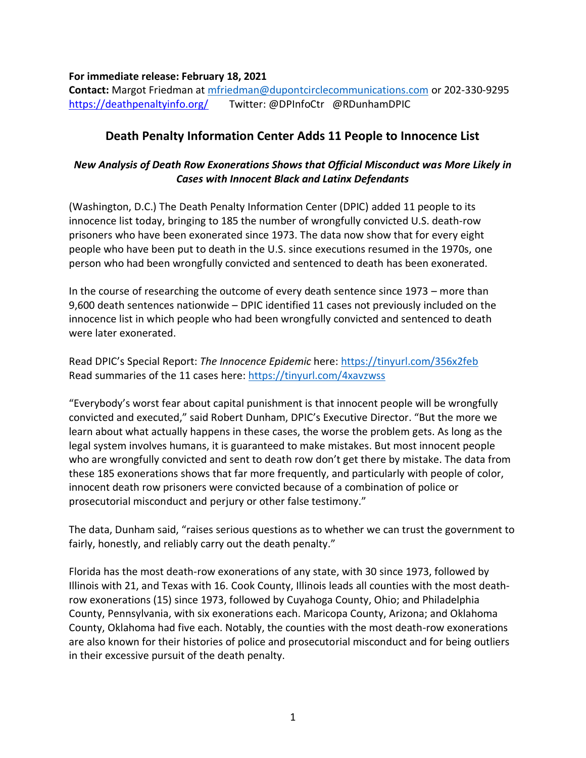**For immediate release: February 18, 2021**
**Contact:** Margot Friedman at mfriedman@dupontcirclecommunications.com or 202-330-9295
https://deathpenaltyinfo.org/ Twitter: @DPInfoCtr @RDunhamDPIC

# Death Penalty Information Center Adds 11 People to Innocence List

## *New Analysis of Death Row Exonerations Shows that Official Misconduct was More Likely in Cases with Innocent Black and Latinx Defendants*

(Washington, D.C.) The Death Penalty Information Center (DPIC) added 11 people to its innocence list today, bringing to 185 the number of wrongfully convicted U.S. death-row prisoners who have been exonerated since 1973. The data now show that for every eight people who have been put to death in the U.S. since executions resumed in the 1970s, one person who had been wrongfully convicted and sentenced to death has been exonerated.

In the course of researching the outcome of every death sentence since 1973 – more than 9,600 death sentences nationwide – DPIC identified 11 cases not previously included on the innocence list in which people who had been wrongfully convicted and sentenced to death were later exonerated.

Read DPIC's Special Report: *The Innocence Epidemic* here: https://tinyurl.com/356x2feb
Read summaries of the 11 cases here: https://tinyurl.com/4xavzwss

"Everybody's worst fear about capital punishment is that innocent people will be wrongfully convicted and executed," said Robert Dunham, DPIC's Executive Director. "But the more we learn about what actually happens in these cases, the worse the problem gets. As long as the legal system involves humans, it is guaranteed to make mistakes. But most innocent people who are wrongfully convicted and sent to death row don't get there by mistake. The data from these 185 exonerations shows that far more frequently, and particularly with people of color, innocent death row prisoners were convicted because of a combination of police or prosecutorial misconduct and perjury or other false testimony."

The data, Dunham said, "raises serious questions as to whether we can trust the government to fairly, honestly, and reliably carry out the death penalty."

Florida has the most death-row exonerations of any state, with 30 since 1973, followed by Illinois with 21, and Texas with 16. Cook County, Illinois leads all counties with the most death-row exonerations (15) since 1973, followed by Cuyahoga County, Ohio; and Philadelphia County, Pennsylvania, with six exonerations each. Maricopa County, Arizona; and Oklahoma County, Oklahoma had five each. Notably, the counties with the most death-row exonerations are also known for their histories of police and prosecutorial misconduct and for being outliers in their excessive pursuit of the death penalty.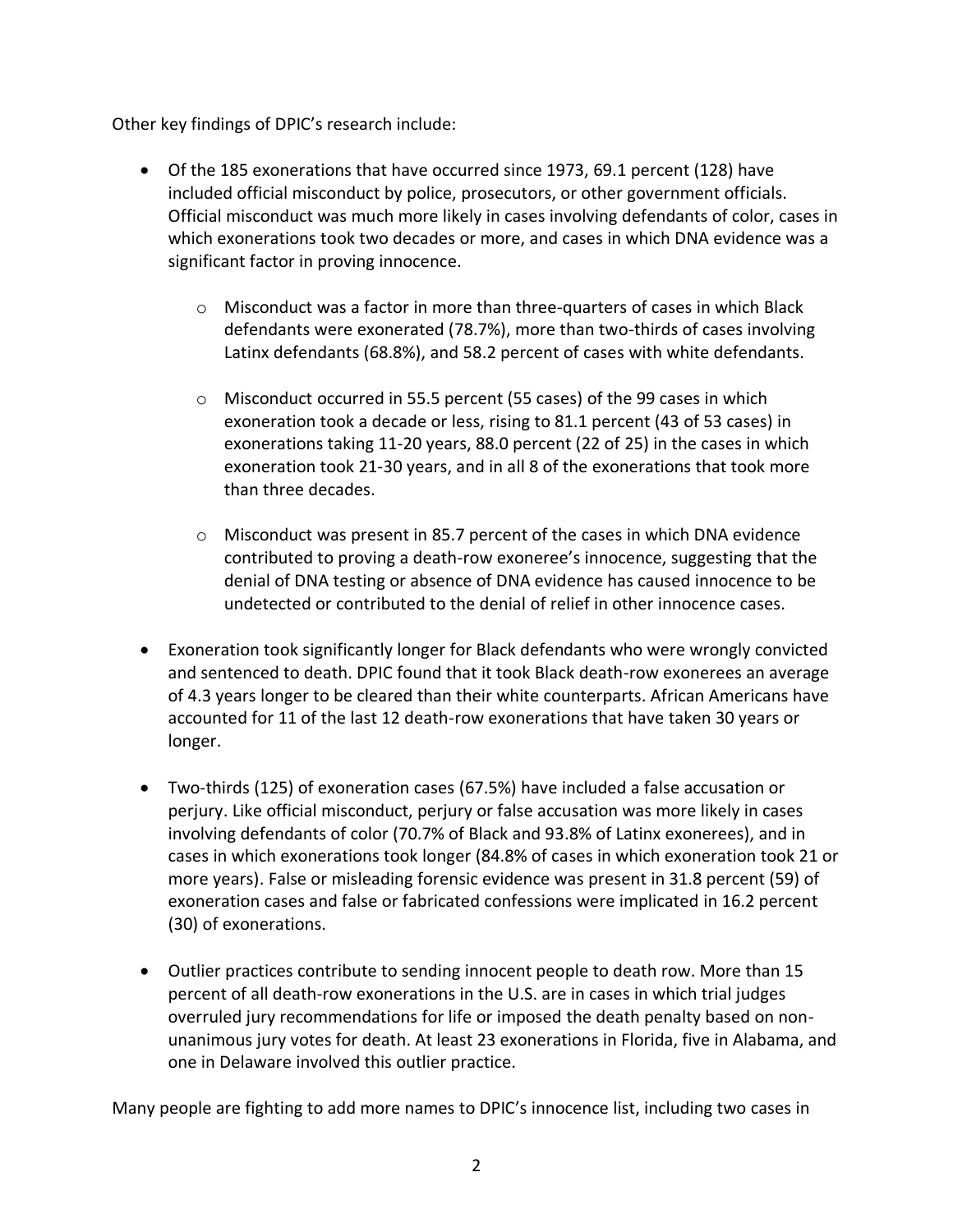Other key findings of DPIC's research include:

- Of the 185 exonerations that have occurred since 1973, 69.1 percent (128) have included official misconduct by police, prosecutors, or other government officials. Official misconduct was much more likely in cases involving defendants of color, cases in which exonerations took two decades or more, and cases in which DNA evidence was a significant factor in proving innocence.
  - Misconduct was a factor in more than three-quarters of cases in which Black defendants were exonerated (78.7%), more than two-thirds of cases involving Latinx defendants (68.8%), and 58.2 percent of cases with white defendants.
  - Misconduct occurred in 55.5 percent (55 cases) of the 99 cases in which exoneration took a decade or less, rising to 81.1 percent (43 of 53 cases) in exonerations taking 11-20 years, 88.0 percent (22 of 25) in the cases in which exoneration took 21-30 years, and in all 8 of the exonerations that took more than three decades.
  - Misconduct was present in 85.7 percent of the cases in which DNA evidence contributed to proving a death-row exoneree's innocence, suggesting that the denial of DNA testing or absence of DNA evidence has caused innocence to be undetected or contributed to the denial of relief in other innocence cases.
- Exoneration took significantly longer for Black defendants who were wrongly convicted and sentenced to death. DPIC found that it took Black death-row exonerees an average of 4.3 years longer to be cleared than their white counterparts. African Americans have accounted for 11 of the last 12 death-row exonerations that have taken 30 years or longer.
- Two-thirds (125) of exoneration cases (67.5%) have included a false accusation or perjury. Like official misconduct, perjury or false accusation was more likely in cases involving defendants of color (70.7% of Black and 93.8% of Latinx exonerees), and in cases in which exonerations took longer (84.8% of cases in which exoneration took 21 or more years). False or misleading forensic evidence was present in 31.8 percent (59) of exoneration cases and false or fabricated confessions were implicated in 16.2 percent (30) of exonerations.
- Outlier practices contribute to sending innocent people to death row. More than 15 percent of all death-row exonerations in the U.S. are in cases in which trial judges overruled jury recommendations for life or imposed the death penalty based on non-unanimous jury votes for death. At least 23 exonerations in Florida, five in Alabama, and one in Delaware involved this outlier practice.

Many people are fighting to add more names to DPIC's innocence list, including two cases in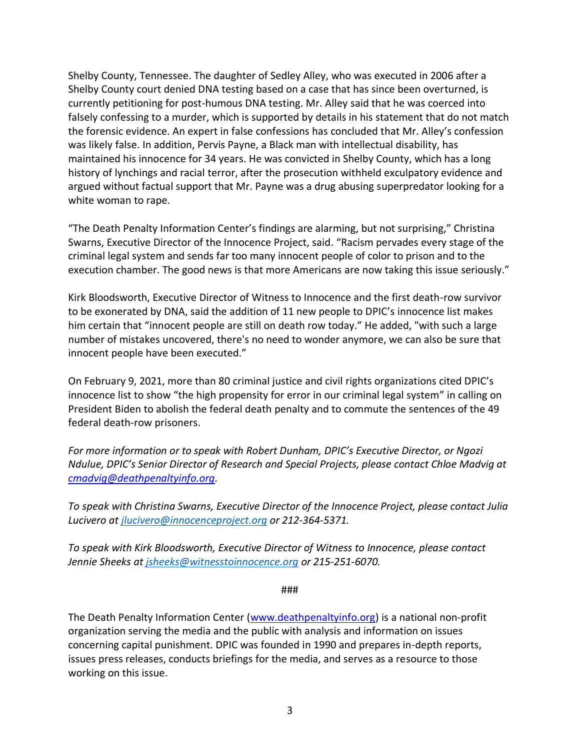Shelby County, Tennessee. The daughter of Sedley Alley, who was executed in 2006 after a Shelby County court denied DNA testing based on a case that has since been overturned, is currently petitioning for post-humous DNA testing. Mr. Alley said that he was coerced into falsely confessing to a murder, which is supported by details in his statement that do not match the forensic evidence. An expert in false confessions has concluded that Mr. Alley's confession was likely false. In addition, Pervis Payne, a Black man with intellectual disability, has maintained his innocence for 34 years. He was convicted in Shelby County, which has a long history of lynchings and racial terror, after the prosecution withheld exculpatory evidence and argued without factual support that Mr. Payne was a drug abusing superpredator looking for a white woman to rape.

"The Death Penalty Information Center's findings are alarming, but not surprising," Christina Swarns, Executive Director of the Innocence Project, said. "Racism pervades every stage of the criminal legal system and sends far too many innocent people of color to prison and to the execution chamber. The good news is that more Americans are now taking this issue seriously."

Kirk Bloodsworth, Executive Director of Witness to Innocence and the first death-row survivor to be exonerated by DNA, said the addition of 11 new people to DPIC's innocence list makes him certain that "innocent people are still on death row today." He added, "with such a large number of mistakes uncovered, there's no need to wonder anymore, we can also be sure that innocent people have been executed."

On February 9, 2021, more than 80 criminal justice and civil rights organizations cited DPIC's innocence list to show "the high propensity for error in our criminal legal system" in calling on President Biden to abolish the federal death penalty and to commute the sentences of the 49 federal death-row prisoners.

*For more information or to speak with Robert Dunham, DPIC's Executive Director, or Ngozi Ndulue, DPIC's Senior Director of Research and Special Projects, please contact Chloe Madvig at [cmadvig@deathpenaltyinfo.org](mailto:cmadvig@deathpenaltyinfo.org).*

*To speak with Christina Swarns, Executive Director of the Innocence Project, please contact Julia Lucivero at [jlucivero@innocenceproject.org](mailto:jlucivero@innocenceproject.org) or 212-364-5371.*

*To speak with Kirk Bloodsworth, Executive Director of Witness to Innocence, please contact Jennie Sheeks at [jsheeks@witnesstoinnocence.org](mailto:jsheeks@witnesstoinnocence.org) or 215-251-6070.*

###

The Death Penalty Information Center ([www.deathpenaltyinfo.org](http://www.deathpenaltyinfo.org)) is a national non-profit organization serving the media and the public with analysis and information on issues concerning capital punishment. DPIC was founded in 1990 and prepares in-depth reports, issues press releases, conducts briefings for the media, and serves as a resource to those working on this issue.